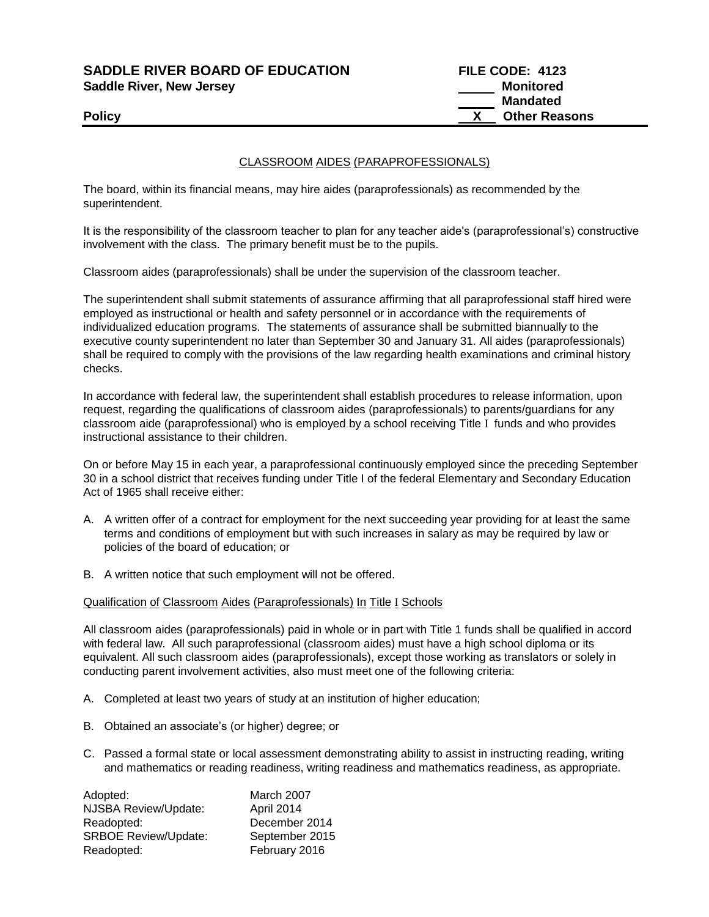**SADDLE RIVER BOARD OF EDUCATION** **FILE CODE: 4123**
**Saddle River, New Jersey** ____ **Monitored**
____ **Mandated**
**Policy** __X__ **Other Reasons**

## CLASSROOM AIDES (PARAPROFESSIONALS)

The board, within its financial means, may hire aides (paraprofessionals) as recommended by the superintendent.

It is the responsibility of the classroom teacher to plan for any teacher aide's (paraprofessional's) constructive involvement with the class. The primary benefit must be to the pupils.

Classroom aides (paraprofessionals) shall be under the supervision of the classroom teacher.

The superintendent shall submit statements of assurance affirming that all paraprofessional staff hired were employed as instructional or health and safety personnel or in accordance with the requirements of individualized education programs. The statements of assurance shall be submitted biannually to the executive county superintendent no later than September 30 and January 31. All aides (paraprofessionals) shall be required to comply with the provisions of the law regarding health examinations and criminal history checks.

In accordance with federal law, the superintendent shall establish procedures to release information, upon request, regarding the qualifications of classroom aides (paraprofessionals) to parents/guardians for any classroom aide (paraprofessional) who is employed by a school receiving Title I funds and who provides instructional assistance to their children.

On or before May 15 in each year, a paraprofessional continuously employed since the preceding September 30 in a school district that receives funding under Title I of the federal Elementary and Secondary Education Act of 1965 shall receive either:

A. A written offer of a contract for employment for the next succeeding year providing for at least the same terms and conditions of employment but with such increases in salary as may be required by law or policies of the board of education; or

B. A written notice that such employment will not be offered.

### Qualification of Classroom Aides (Paraprofessionals) In Title I Schools

All classroom aides (paraprofessionals) paid in whole or in part with Title 1 funds shall be qualified in accord with federal law. All such paraprofessional (classroom aides) must have a high school diploma or its equivalent. All such classroom aides (paraprofessionals), except those working as translators or solely in conducting parent involvement activities, also must meet one of the following criteria:

A. Completed at least two years of study at an institution of higher education;

B. Obtained an associate's (or higher) degree; or

C. Passed a formal state or local assessment demonstrating ability to assist in instructing reading, writing and mathematics or reading readiness, writing readiness and mathematics readiness, as appropriate.

| | |
|---|---|
| Adopted: | March 2007 |
| NJSBA Review/Update: | April 2014 |
| Readopted: | December 2014 |
| SRBOE Review/Update: | September 2015 |
| Readopted: | February 2016 |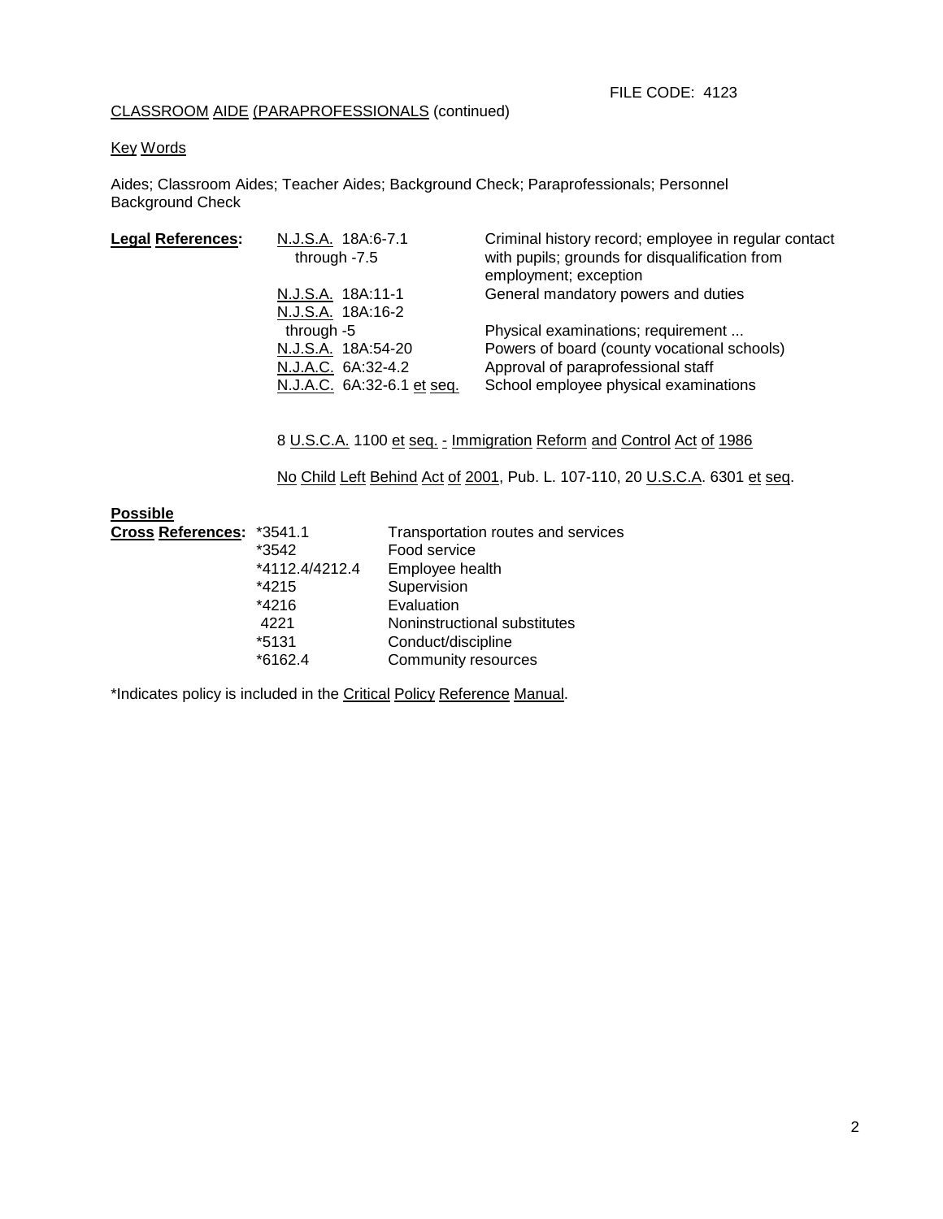FILE CODE: 4123

CLASSROOM AIDE (PARAPROFESSIONALS (continued)

Key Words

Aides; Classroom Aides; Teacher Aides; Background Check; Paraprofessionals; Personnel Background Check

**Legal References:**

| | |
|---|---|
| N.J.S.A. 18A:6-7.1 through -7.5 | Criminal history record; employee in regular contact with pupils; grounds for disqualification from employment; exception |
| N.J.S.A. 18A:11-1 | General mandatory powers and duties |
| N.J.S.A. 18A:16-2 through -5 | Physical examinations; requirement ... |
| N.J.S.A. 18A:54-20 | Powers of board (county vocational schools) |
| N.J.A.C. 6A:32-4.2 | Approval of paraprofessional staff |
| N.J.A.C. 6A:32-6.1 et seq. | School employee physical examinations |

8 U.S.C.A. 1100 et seq. - Immigration Reform and Control Act of 1986

No Child Left Behind Act of 2001, Pub. L. 107-110, 20 U.S.C.A. 6301 et seq.

**Possible Cross References:**

| | |
|---|---|
| *3541.1 | Transportation routes and services |
| *3542 | Food service |
| *4112.4/4212.4 | Employee health |
| *4215 | Supervision |
| *4216 | Evaluation |
| 4221 | Noninstructional substitutes |
| *5131 | Conduct/discipline |
| *6162.4 | Community resources |

*Indicates policy is included in the Critical Policy Reference Manual.